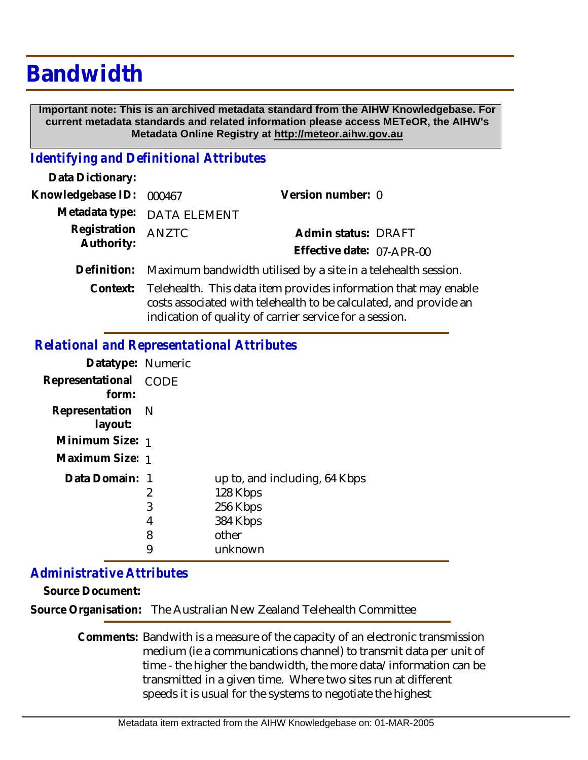# Bandwidth

**Important note: This is an archived metadata standard from the AIHW Knowledgebase. For current metadata standards and related information please access METeOR, the AIHW's Metadata Online Registry at http://meteor.aihw.gov.au**

## *Identifying and Definitional Attributes*

**Data Dictionary:**

**Knowledgebase ID:** 000467

**Version number:** 0

**Metadata type:** DATA ELEMENT

**Registration Authority:** ANZTC

**Admin status:** DRAFT

**Effective date:** 07-APR-00

**Definition:** Maximum bandwidth utilised by a site in a telehealth session.

**Context:** Telehealth. This data item provides information that may enable costs associated with telehealth to be calculated, and provide an indication of quality of carrier service for a session.

## *Relational and Representational Attributes*

**Datatype:** Numeric

**Representational form:** CODE

**Representation layout:** N

**Minimum Size:** 1

**Maximum Size:** 1

**Data Domain:**

| Code | Description |
|---|---|
| 1 | up to, and including, 64 Kbps |
| 2 | 128 Kbps |
| 3 | 256 Kbps |
| 4 | 384 Kbps |
| 8 | other |
| 9 | unknown |

## *Administrative Attributes*

**Source Document:**

**Source Organisation:** The Australian New Zealand Telehealth Committee

**Comments:** Bandwith is a measure of the capacity of an electronic transmission medium (ie a communications channel) to transmit data per unit of time - the higher the bandwidth, the more data/information can be transmitted in a given time. Where two sites run at different speeds it is usual for the systems to negotiate the highest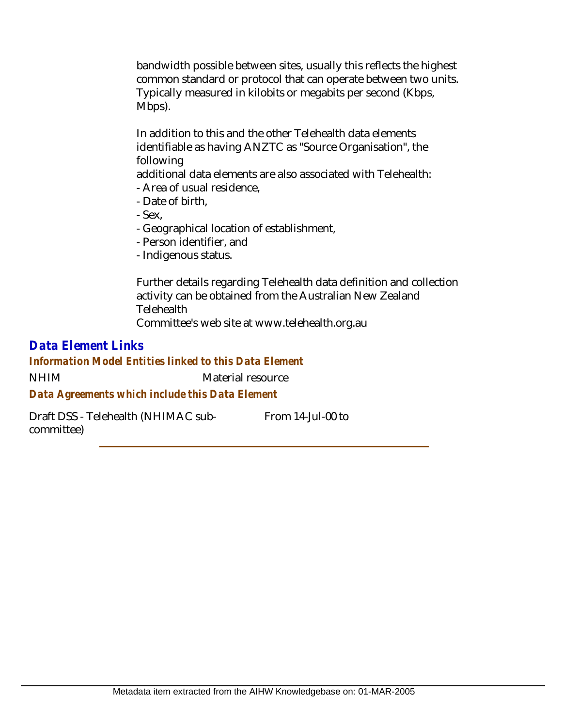bandwidth possible between sites, usually this reflects the highest common standard or protocol that can operate between two units. Typically measured in kilobits or megabits per second (Kbps, Mbps).

In addition to this and the other Telehealth data elements identifiable as having ANZTC as "Source Organisation", the following
additional data elements are also associated with Telehealth:
- Area of usual residence,
- Date of birth,
- Sex,
- Geographical location of establishment,
- Person identifier, and
- Indigenous status.

Further details regarding Telehealth data definition and collection activity can be obtained from the Australian New Zealand Telehealth
Committee's web site at www.telehealth.org.au

## Data Element Links

### Information Model Entities linked to this Data Element

| | |
|---|---|
| NHIM | Material resource |

### Data Agreements which include this Data Element

| | |
|---|---|
| Draft DSS - Telehealth (NHIMAC sub-committee) | From 14-Jul-00 to |

Metadata item extracted from the AIHW Knowledgebase on: 01-MAR-2005